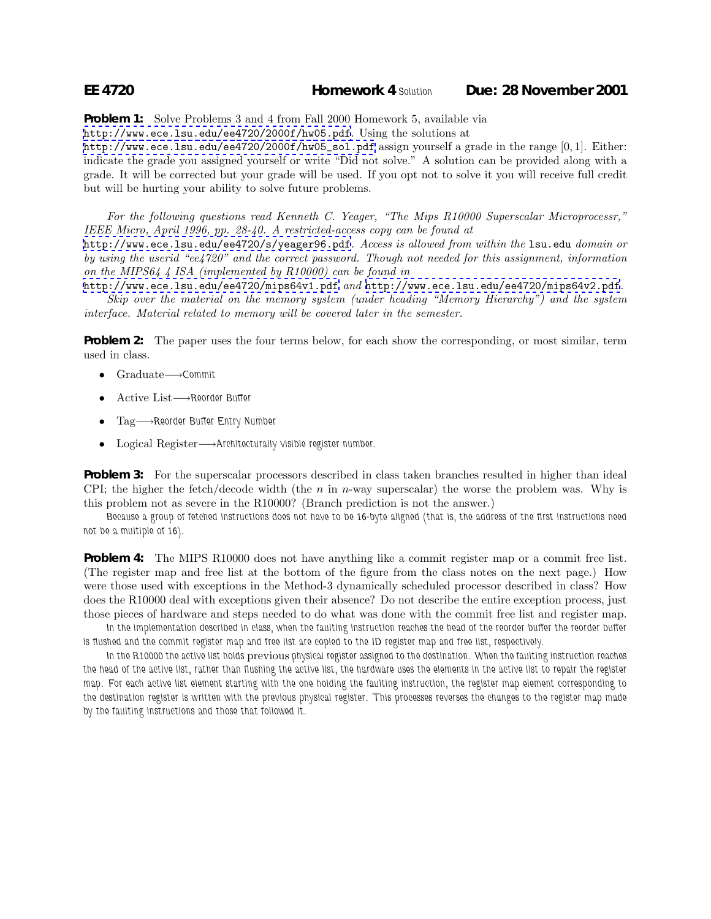**EE 4720** **Homework 4** Solution **Due: 28 November 2001**

**Problem 1:** Solve Problems 3 and 4 from Fall 2000 Homework 5, available via http://www.ece.lsu.edu/ee4720/2000f/hw05.pdf. Using the solutions at http://www.ece.lsu.edu/ee4720/2000f/hw05_sol.pdf assign yourself a grade in the range $[0, 1]$. Either: indicate the grade you assigned yourself or write "Did not solve." A solution can be provided along with a grade. It will be corrected but your grade will be used. If you opt not to solve it you will receive full credit but will be hurting your ability to solve future problems.

*For the following questions read Kenneth C. Yeager, "The Mips R10000 Superscalar Microprocessr," IEEE Micro, April 1996, pp. 28-40. A restricted-access copy can be found at* http://www.ece.lsu.edu/ee4720/s/yeager96.pdf. *Access is allowed from within the* lsu.edu *domain or by using the userid "ee4720" and the correct password. Though not needed for this assignment, information on the MIPS64 4 ISA (implemented by R10000) can be found in* http://www.ece.lsu.edu/ee4720/mips64v1.pdf *and* http://www.ece.lsu.edu/ee4720/mips64v2.pdf.

*Skip over the material on the memory system (under heading "Memory Hierarchy") and the system interface. Material related to memory will be covered later in the semester.*

**Problem 2:** The paper uses the four terms below, for each show the corresponding, or most similar, term used in class.

- Graduate⟶Commit
- Active List⟶Reorder Buffer
- Tag⟶Reorder Buffer Entry Number
- Logical Register⟶Architecturally visible register number.

**Problem 3:** For the superscalar processors described in class taken branches resulted in higher than ideal CPI; the higher the fetch/decode width (the $n$ in $n$-way superscalar) the worse the problem was. Why is this problem not as severe in the R10000? (Branch prediction is not the answer.)

Because a group of fetched instructions does not have to be 16-byte aligned (that is, the address of the first instructions need not be a multiple of 16).

**Problem 4:** The MIPS R10000 does not have anything like a commit register map or a commit free list. (The register map and free list at the bottom of the figure from the class notes on the next page.) How were those used with exceptions in the Method-3 dynamically scheduled processor described in class? How does the R10000 deal with exceptions given their absence? Do not describe the entire exception process, just those pieces of hardware and steps needed to do what was done with the commit free list and register map.

In the implementation described in class, when the faulting instruction reaches the head of the reorder buffer the reorder buffer is flushed and the commit register map and free list are copied to the ID register map and free list, respectively.

In the R10000 the active list holds previous physical register assigned to the destination. When the faulting instruction reaches the head of the active list, rather than flushing the active list, the hardware uses the elements in the active list to repair the register map. For each active list element starting with the one holding the faulting instruction, the register map element corresponding to the destination register is written with the previous physical register. This processes reverses the changes to the register map made by the faulting instructions and those that followed it.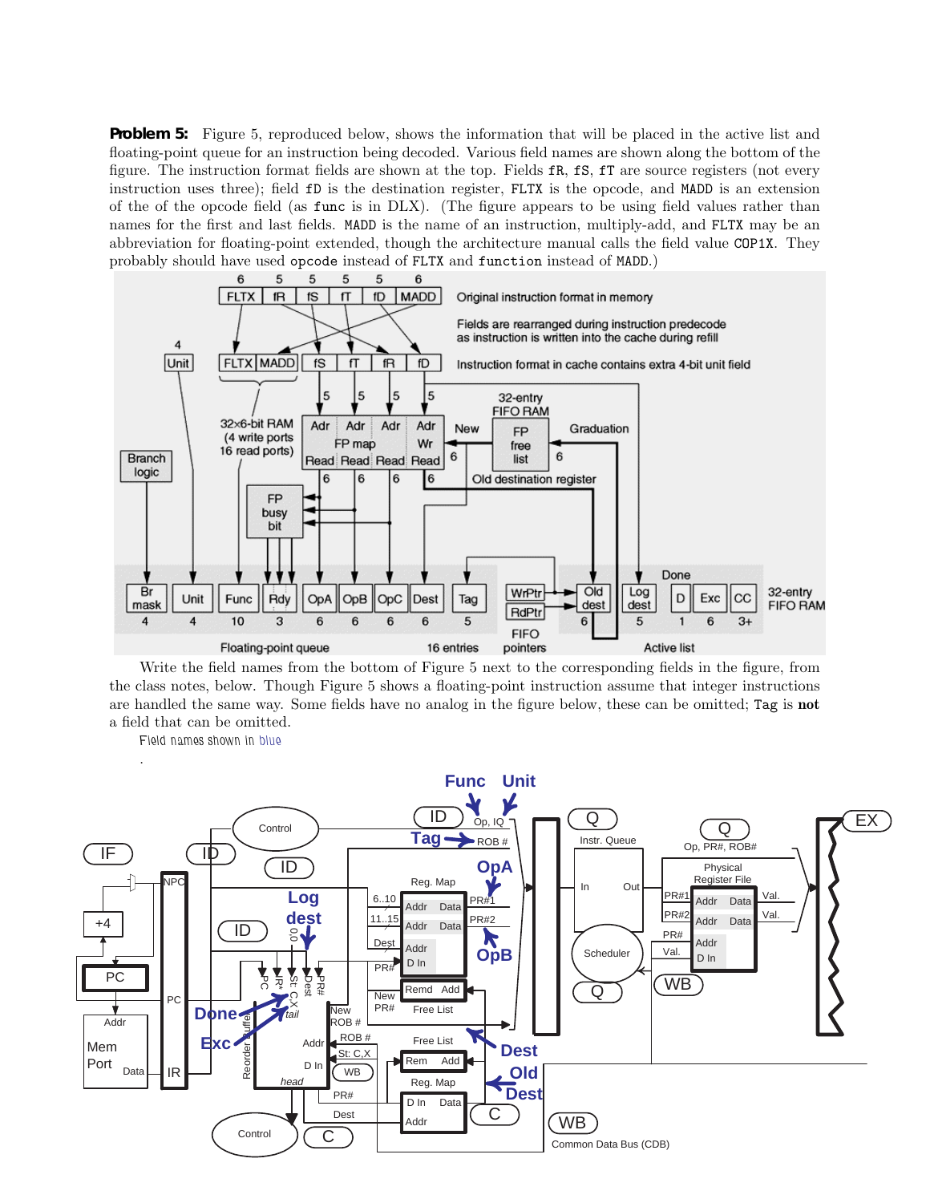**Problem 5:** Figure 5, reproduced below, shows the information that will be placed in the active list and floating-point queue for an instruction being decoded. Various field names are shown along the bottom of the figure. The instruction format fields are shown at the top. Fields fR, fS, fT are source registers (not every instruction uses three); field fD is the destination register, FLTX is the opcode, and MADD is an extension of the of the opcode field (as func is in DLX). (The figure appears to be using field values rather than names for the first and last fields. MADD is the name of an instruction, multiply-add, and FLTX may be an abbreviation for floating-point extended, though the architecture manual calls the field value COP1X. They probably should have used opcode instead of FLTX and function instead of MADD.)

6 5 5 5 5 6
FLTX fR fS fT fD MADD
Original instruction format in memory
Fields are rearranged during instruction predecode as instruction is written into the cache during refill
4
Unit
FLTX MADD fS fT fR fD
Instruction format in cache contains extra 4-bit unit field
5 5 5 5
32×6-bit RAM (4 write ports 16 read ports)
Adr Adr Adr Adr
FP map
Read Read Read Wr Read
New
32-entry FIFO RAM
FP free list
Graduation
6 6
Old destination register
Branch logic
FP busy bit
6 6 6 6
Done
Br mask | Unit | Func | Rdy | OpA | OpB | OpC | Dest | Tag | WrPtr | RdPtr | Old dest | Log dest | D | Exc | CC
4 4 10 3 6 6 6 6 5 6 5 1 6 3+
32-entry FIFO RAM
Floating-point queue
16 entries
FIFO pointers
Active list

Write the field names from the bottom of Figure 5 next to the corresponding fields in the figure, from the class notes, below. Though Figure 5 shows a floating-point instruction assume that integer instructions are handled the same way. Some fields have no analog in the figure below, these can be omitted; Tag is **not** a field that can be omitted.

Field names shown in blue

Func Unit
ID Op, IQ
Tag → ROB #
Q
Instr. Queue
Q
Op, PR#, ROB#
EX
IF
ID
Control
ID
OpA
Reg. Map
6..10
11..15
Addr Data
Addr Data
PR#1
PR#2
In Out
Physical Register File
PR#1 Addr Data Val.
PR#2 Addr Data Val.
NPC
Log dest
0:0
OpB
+4
ID
Dest
Addr
D In
PR#
PR#
Val.
Addr
D In
Scheduler
PC
PC
PR# Dest St: C,X PR* PC
New PR#
Remd Add
Free List
WB
Q
Done
tail
New ROB #
Addr
Mem
Port
Data
PC
IR
Exc
Reorder Buffer
Addr
ROB #
St: C,X
D In
WB
Free List
Rem Add
Dest
Old Dest
head
PR#
Dest
Reg. Map
D In Data
Addr
C
WB
Control
C
Common Data Bus (CDB)